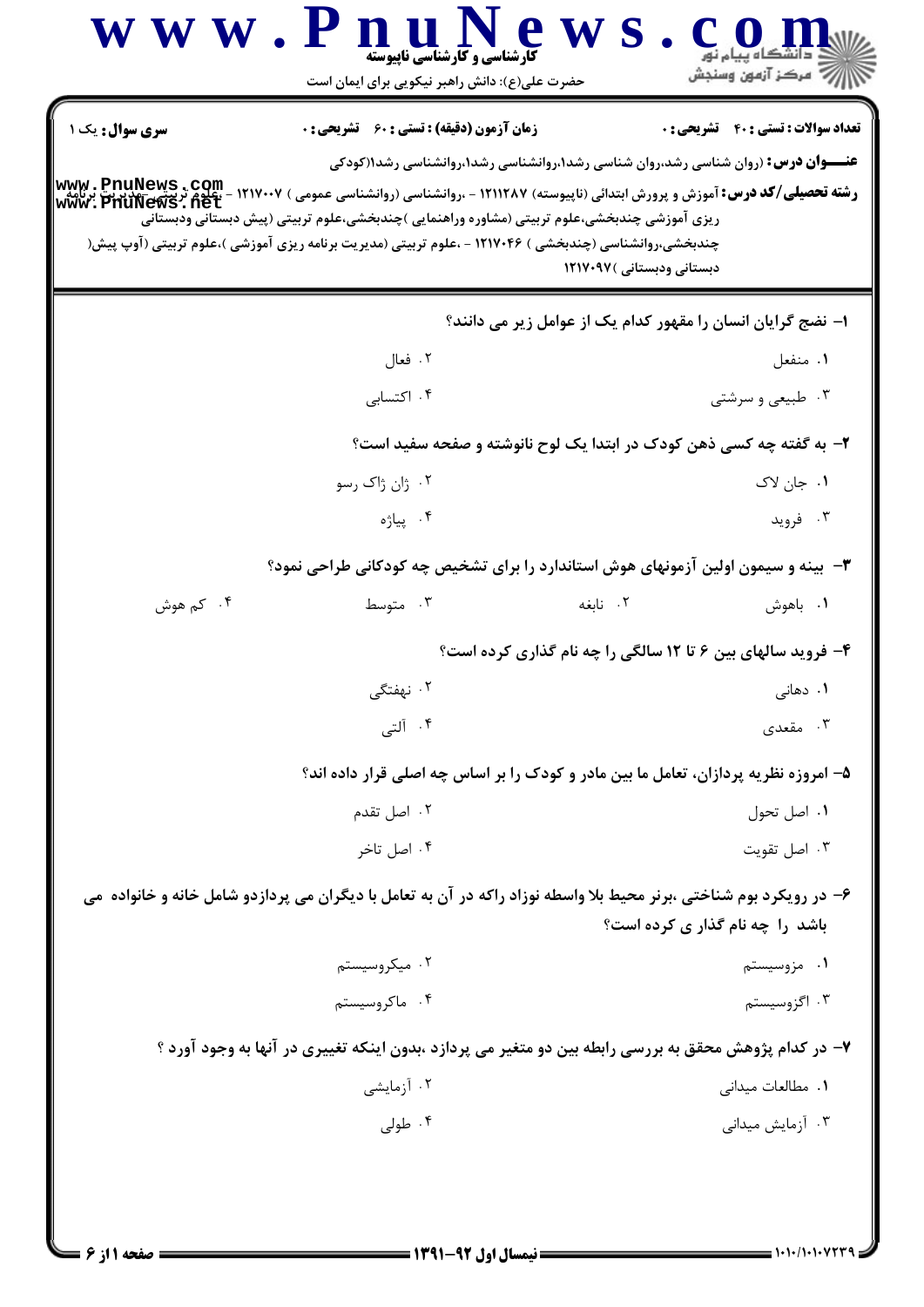کارشناسی و کارشناسی ناپیوسته

حضرت علی(ع): دانش راهبر نیکویی برای ایمان است

**سری سوال:** یک ۱ | **زمان آزمون (دقیقه) : تستی : ۶۰ تشریحی : ۰** | **تعداد سوالات : تستی : ۴۰ تشریحی : ۰**

**عنـــوان درس:** روان شناسی رشد،روان شناسی رشد۱،روانشناسی رشد۱،روانشناسی رشد۱(کودکی

**رشته تحصیلی/کد درس:** آموزش و پرورش ابتدائی (ناپیوسته) ۱۲۱۱۲۸۷ - ،روانشناسی (روانشناسی عمومی ) ۱۲۱۷۰۰۷ - ،علوم تربیتی (مدیریت برنامه ریزی آموزشی چندبخشی،علوم تربیتی (مشاوره وراهنمایی )چندبخشی،علوم تربیتی (پیش دبستانی ودبستانی چندبخشی،روانشناسی (چندبخشی ) ۱۲۱۷۰۴۶ - ،علوم تربیتی (مدیریت برنامه ریزی آموزشی )،علوم تربیتی (آوپ پیش( دبستانی ودبستانی )۱۲۱۷۰۹۷

۱- نضج گرایان انسان را مقهور کدام یک از عوامل زیر می دانند؟

۱. منفعل
۲. فعال
۳. طبیعی و سرشتی
۴. اکتسابی

۲- به گفته چه کسی ذهن کودک در ابتدا یک لوح نانوشته و صفحه سفید است؟

۱. جان لاک
۲. ژان ژاک رسو
۳. فروید
۴. پیاژه

۳- بینه و سیمون اولین آزمونهای هوش استاندارد را برای تشخیص چه کودکانی طراحی نمود؟

۱. باهوش
۲. نابغه
۳. متوسط
۴. کم هوش

۴- فروید سالهای بین ۶ تا ۱۲ سالگی را چه نام گذاری کرده است؟

۱. دهانی
۲. نهفتگی
۳. مقعدی
۴. آلتی

۵- امروزه نظریه پردازان، تعامل ما بین مادر و کودک را بر اساس چه اصلی قرار داده اند؟

۱. اصل تحول
۲. اصل تقدم
۳. اصل تقویت
۴. اصل تاخر

۶- در رویکرد بوم شناختی ،برنر محیط بلا واسطه نوزاد راکه در آن به تعامل با دیگران می پردازدو شامل خانه و خانواده می باشد را چه نام گذار ی کرده است؟

۱. مزوسیستم
۲. میکروسیستم
۳. اگزوسیستم
۴. ماکروسیستم

۷- در کدام پژوهش محقق به بررسی رابطه بین دو متغیر می پردازد ،بدون اینکه تغییری در آنها به وجود آورد ؟

۱. مطالعات میدانی
۲. آزمایشی
۳. آزمایش میدانی
۴. طولی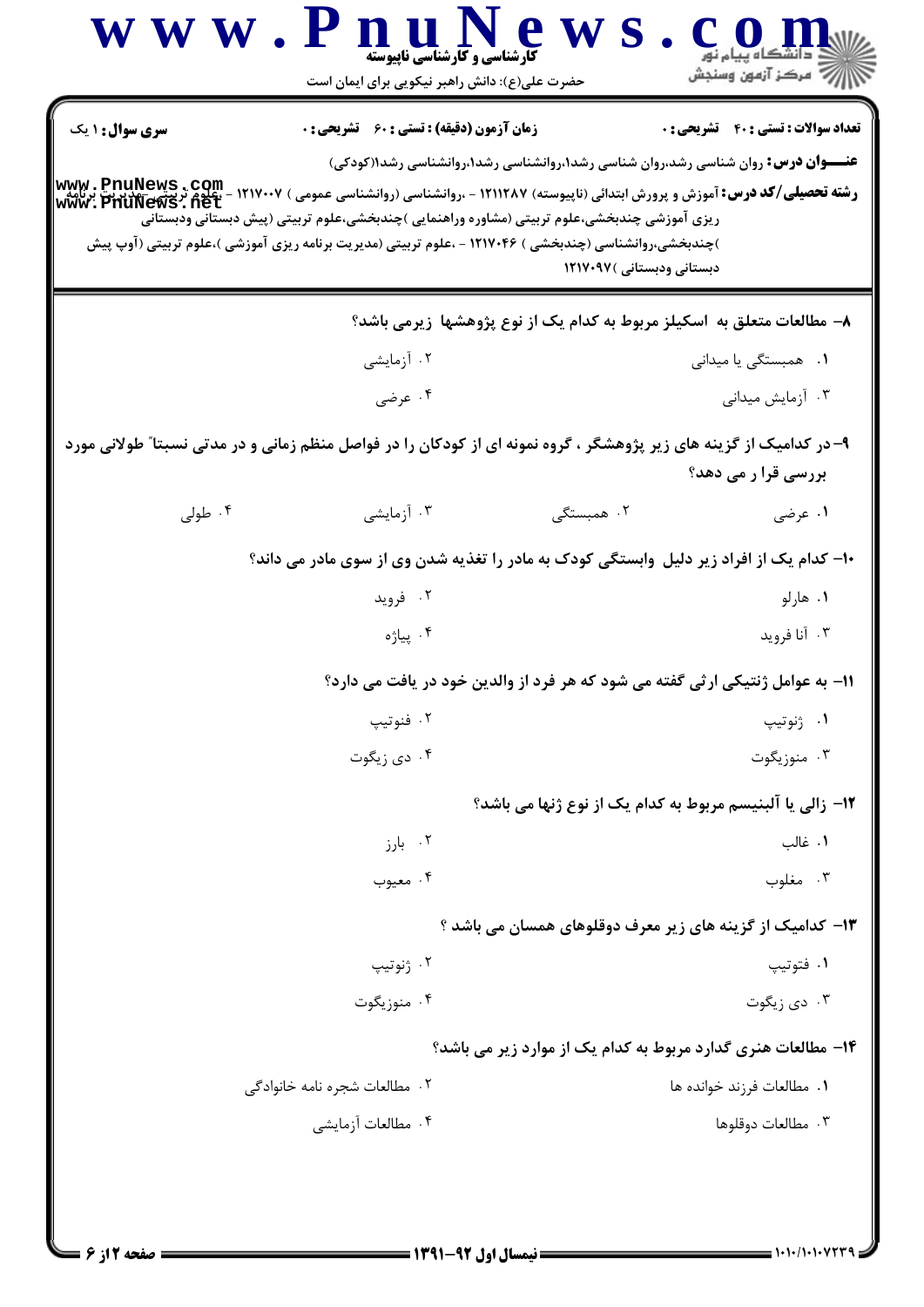**سری سوال:** ۱ یک | **زمان آزمون (دقیقه) : تستی :** ۶۰ **تشریحی :** ۰ | **تعداد سوالات : تستی :** ۴۰ **تشریحی :** ۰

**عنـــوان درس:** روان شناسی رشد،روان شناسی رشد۱،روانشناسی رشد۱،روانشناسی رشد۱(کودکی)

**رشته تحصیلی/کد درس:** آموزش و پرورش ابتدائی (ناپیوسته) ۱۲۱۱۲۸۷ - ،روانشناسی (روانشناسی عمومی ) ۱۲۱۷۰۰۷ - ،علوم تربیتی (مدیریت برنامه ریزی آموزشی چندبخشی،علوم تربیتی (مشاوره وراهنمایی )چندبخشی،علوم تربیتی (پیش دبستانی ودبستانی )چندبخشی،روانشناسی (چندبخشی ) ۱۲۱۷۰۴۶ - ،علوم تربیتی (مدیریت برنامه ریزی آموزشی )،علوم تربیتی (آوپ پیش دبستانی ودبستانی )۱۲۱۷۰۹۷

۸- مطالعات متعلق به اسکیلز مربوط به کدام یک از نوع پژوهشها زیرمی باشد؟

۱. همبستگی یا میدانی
۲. آزمایشی
۳. آزمایش میدانی
۴. عرضی

۹- در کدامیک از گزینه های زیر پژوهشگر ، گروه نمونه ای از کودکان را در فواصل منظم زمانی و در مدتی نسبتاً طولانی مورد بررسی قرا ر می دهد؟

۱. عرضی
۲. همبستگی
۳. آزمایشی
۴. طولی

۱۰- کدام یک از افراد زیر دلیل وابستگی کودک به مادر را تغذیه شدن وی از سوی مادر می داند؟

۱. هارلو
۲. فروید
۳. آنا فروید
۴. پیاژه

۱۱- به عوامل ژنتیکی ارثی گفته می شود که هر فرد از والدین خود در یافت می دارد؟

۱. ژنوتیپ
۲. فنوتیپ
۳. منوزیگوت
۴. دی زیگوت

۱۲- زالی یا آلبنیسم مربوط به کدام یک از نوع ژنها می باشد؟

۱. غالب
۲. بارز
۳. مغلوب
۴. معیوب

۱۳- کدامیک از گزینه های زیر معرف دوقلوهای همسان می باشد ؟

۱. فنوتیپ
۲. ژنوتیپ
۳. دی زیگوت
۴. منوزیگوت

۱۴- مطالعات هنری گدارد مربوط به کدام یک از موارد زیر می باشد؟

۱. مطالعات فرزند خوانده ها
۲. مطالعات شجره نامه خانوادگی
۳. مطالعات دوقلوها
۴. مطالعات آزمایشی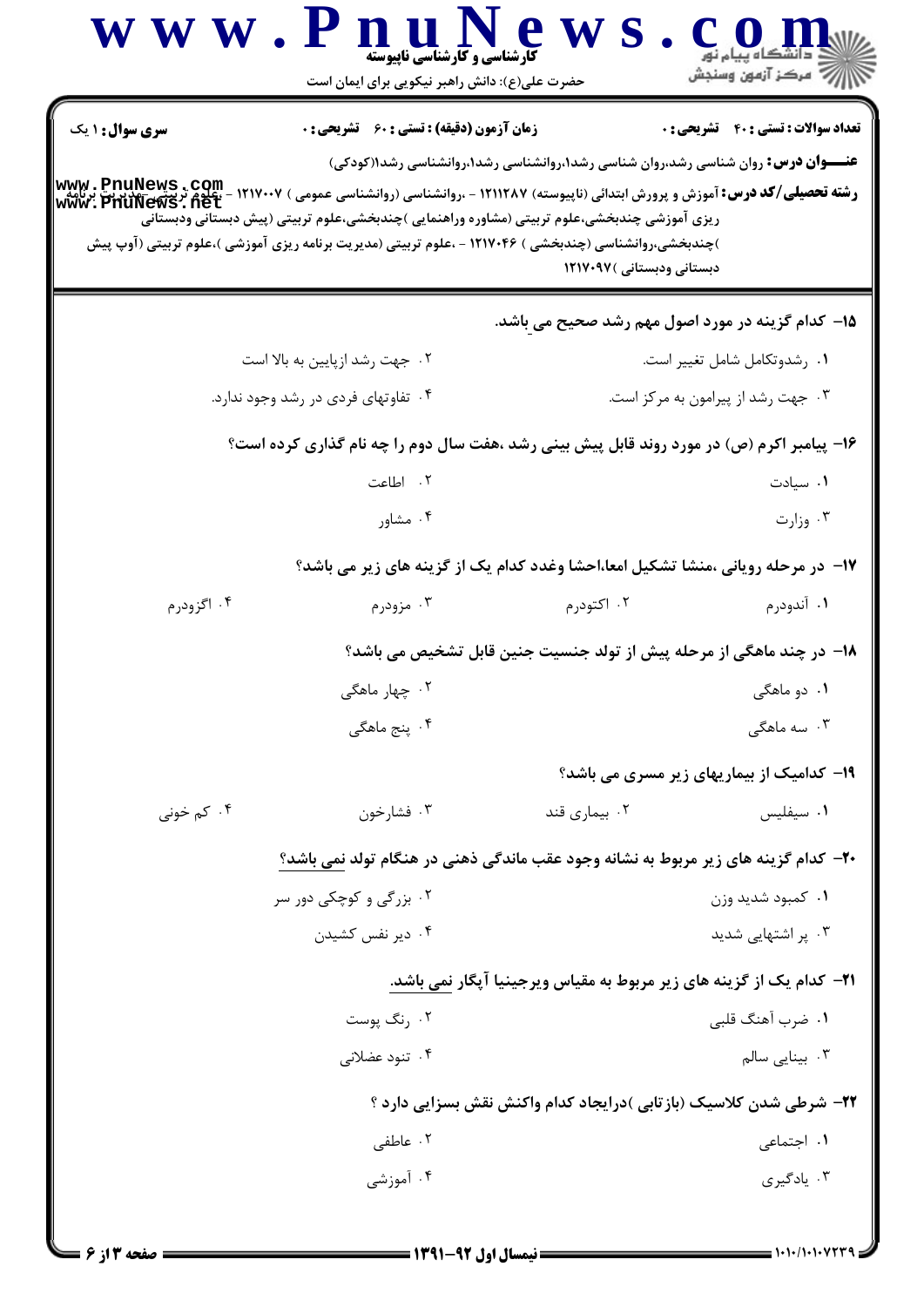**سری سوال:** ۱ یک | **زمان آزمون (دقیقه) : تستی : ۶۰ تشریحی : ۰** | **تعداد سوالات : تستی : ۴۰ تشریحی : ۰**

**عنـــوان درس:** روان شناسی رشد،روان شناسی رشد۱،روانشناسی رشد۱،روانشناسی رشد۱(کودکی)

**رشته تحصیلی/کد درس:** آموزش و پرورش ابتدائی (ناپیوسته) ۱۲۱۱۲۸۷ - ،روانشناسی (روانشناسی عمومی ) ۱۲۱۷۰۰۷ - ،علوم تربیتی (مدیریت برنامه ریزی آموزشی چندبخشی،علوم تربیتی (مشاوره وراهنمایی )چندبخشی،علوم تربیتی (پیش دبستانی ودبستانی )چندبخشی،روانشناسی (چندبخشی ) ۱۲۱۷۰۴۶ - ،علوم تربیتی (مدیریت برنامه ریزی آموزشی )،علوم تربیتی (آوپ پیش دبستانی ودبستانی )۱۲۱۷۰۹۷

۱۵- کدام گزینه در مورد اصول مهم رشد صحیح می باشد.

۱. رشدوتکامل شامل تغییر است.

۲. جهت رشد ازپایین به بالا است

۳. جهت رشد از پیرامون به مرکز است.

۴. تفاوتهای فردی در رشد وجود ندارد.

۱۶- پیامبر اکرم (ص) در مورد روند قابل پیش بینی رشد ،هفت سال دوم را چه نام گذاری کرده است؟

۱. سیادت

۲. اطاعت

۳. وزارت

۴. مشاور

۱۷- در مرحله رویانی ،منشا تشکیل امعا،احشا وغدد کدام یک از گزینه های زیر می باشد؟

۱. آندودرم

۲. اکتودرم

۳. مزودرم

۴. اگزودرم

۱۸- در چند ماهگی از مرحله پیش از تولد جنسیت جنین قابل تشخیص می باشد؟

۱. دو ماهگی

۲. چهار ماهگی

۳. سه ماهگی

۴. پنج ماهگی

۱۹- کدامیک از بیماریهای زیر مسری می باشد؟

۱. سیفلیس

۲. بیماری قند

۳. فشارخون

۴. کم خونی

۲۰- کدام گزینه های زیر مربوط به نشانه وجود عقب ماندگی ذهنی در هنگام تولد نمی باشد؟

۱. کمبود شدید وزن

۲. بزرگی و کوچکی دور سر

۳. پر اشتهایی شدید

۴. دیر نفس کشیدن

۲۱- کدام یک از گزینه های زیر مربوط به مقیاس ویرجینیا آپگار نمی باشد.

۱. ضرب آهنگ قلبی

۲. رنگ پوست

۳. بینایی سالم

۴. تنود عضلانی

۲۲- شرطی شدن کلاسیک (بازتابی )درایجاد کدام واکنش نقش بسزایی دارد ؟

۱. اجتماعی

۲. عاطفی

۳. یادگیری

۴. آموزشی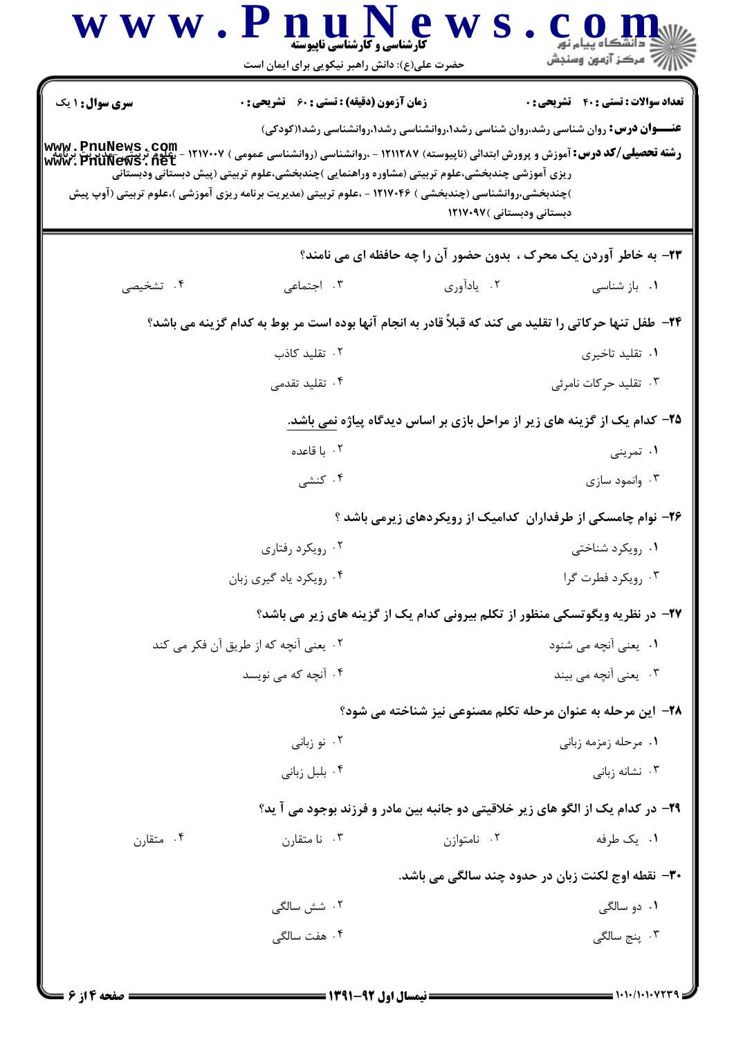**سری سوال:** ۱ یک

**زمان آزمون (دقیقه) : تستی : ۶۰ تشریحی : ۰**

**تعداد سوالات : تستی : ۴۰ تشریحی : ۰**

**عنـــوان درس:** روان شناسی رشد،روان شناسی رشد۱،روانشناسی رشد۱،روانشناسی رشد۱(کودکی)

**رشته تحصیلی/کد درس:** آموزش و پرورش ابتدائی (ناپیوسته) ۱۲۱۱۲۸۷ - ،روانشناسی (روانشناسی عمومی ) ۱۲۱۷۰۰۷ - ،علوم تربیتی-مدیریت برنامه ریزی آموزشی چندبخشی،علوم تربیتی (مشاوره وراهنمایی )چندبخشی،علوم تربیتی (پیش دبستانی ودبستانی )چندبخشی،روانشناسی (چندبخشی ) ۱۲۱۷۰۴۶ - ،علوم تربیتی (مدیریت برنامه ریزی آموزشی )،علوم تربیتی (آوپ پیش دبستانی ودبستانی )۱۲۱۷۰۹۷

**۲۳- به خاطر آوردن یک محرک ، بدون حضور آن را چه حافظه ای می نامند؟**

۱. باز شناسی
۲. یادآوری
۳. اجتماعی
۴. تشخیصی

**۲۴- طفل تنها حرکاتی را تقلید می کند که قبلاً قادر به انجام آنها بوده است مر بوط به کدام گزینه می باشد؟**

۱. تقلید تاخیری
۲. تقلید کاذب
۳. تقلید حرکات نامرئی
۴. تقلید تقدمی

**۲۵- کدام یک از گزینه های زیر از مراحل بازی بر اساس دیدگاه پیاژه نمی باشد.**

۱. تمرینی
۲. با قاعده
۳. وانمود سازی
۴. کنشی

**۲۶- نوام چامسکی از طرفداران کدامیک از رویکردهای زیرمی باشد ؟**

۱. رویکرد شناختی
۲. رویکرد رفتاری
۳. رویکرد فطرت گرا
۴. رویکرد یاد گیری زبان

**۲۷- در نظریه ویگوتسکی منظور از تکلم بیرونی کدام یک از گزینه های زیر می باشد؟**

۱. یعنی آنچه می شنود
۲. یعنی آنچه که از طریق آن فکر می کند
۳. یعنی آنچه می بیند
۴. آنچه که می نویسد

**۲۸- این مرحله به عنوان مرحله تکلم مصنوعی نیز شناخته می شود؟**

۱. مرحله زمزمه زبانی
۲. نو زبانی
۳. نشانه زبانی
۴. بلبل زبانی

**۲۹- در کدام یک از الگو های زیر خلاقیتی دو جانبه بین مادر و فرزند بوجود می آ ید؟**

۱. یک طرفه
۲. نامتوازن
۳. نا متقارن
۴. متقارن

**۳۰- نقطه اوج لکنت زبان در حدود چند سالگی می باشد.**

۱. دو سالگی
۲. شش سالگی
۳. پنج سالگی
۴. هفت سالگی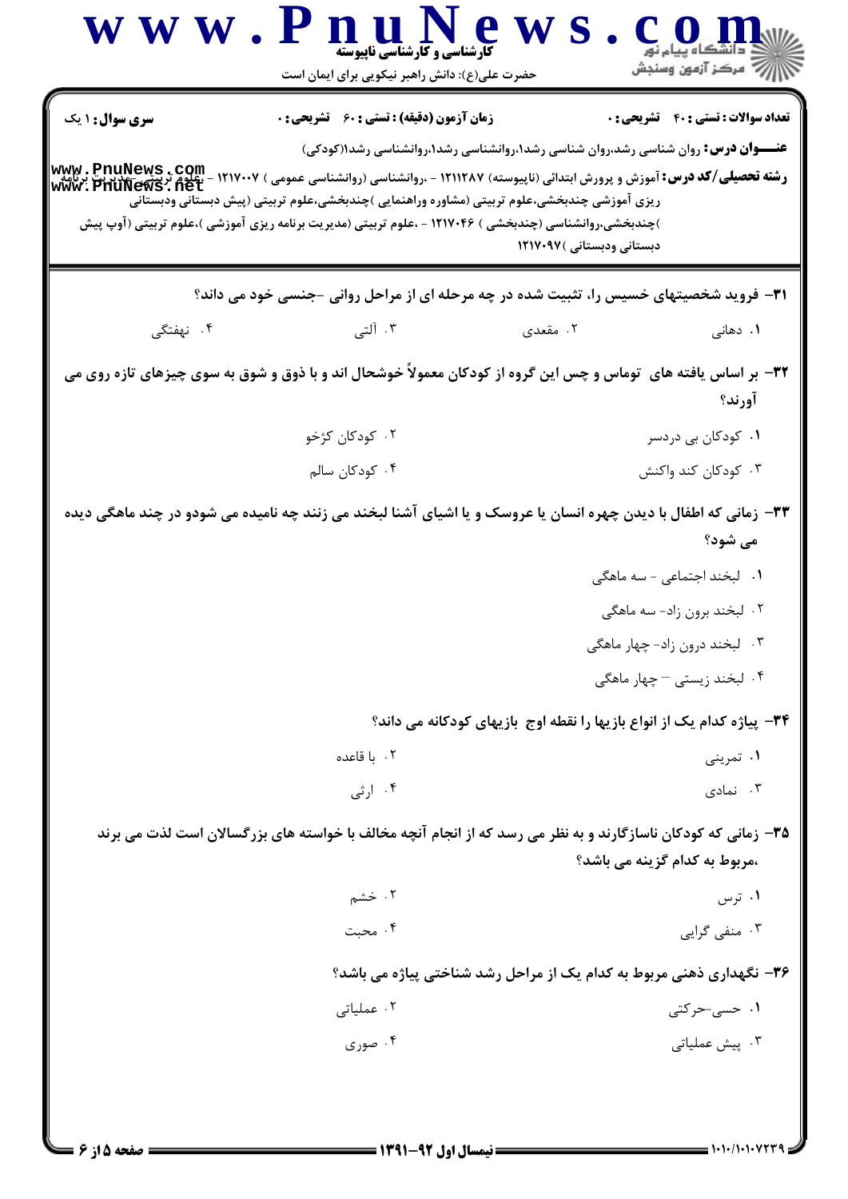**سری سوال:** ۱ یک | **زمان آزمون (دقیقه) : تستی :** ۶۰ **تشریحی :** ۰ | **تعداد سوالات : تستی :** ۴۰ **تشریحی :** ۰

**عنـــوان درس:** روان شناسی رشد،روان شناسی رشد۱،روانشناسی رشد۱،روانشناسی رشد۱(کودکی)

**رشته تحصیلی/کد درس:** آموزش و پرورش ابتدائی (ناپیوسته) ۱۲۱۱۲۸۷ - ،روانشناسی (روانشناسی عمومی ) ۱۲۱۷۰۰۷ - ،علوم تربیتی-مدیریت برنامه ریزی آموزشی چندبخشی،علوم تربیتی (مشاوره وراهنمایی )چندبخشی،علوم تربیتی (پیش دبستانی ودبستانی )چندبخشی،روانشناسی (چندبخشی ) ۱۲۱۷۰۴۶ - ،علوم تربیتی (مدیریت برنامه ریزی آموزشی )،علوم تربیتی (آوپ پیش دبستانی ودبستانی )۱۲۱۷۰۹۷

۳۱- فروید شخصیتهای خسیس را، تثبیت شده در چه مرحله ای از مراحل روانی -جنسی خود می داند؟

۱. دهانی
۲. مقعدی
۳. آلتی
۴. نهفتگی

۳۲- بر اساس یافته های توماس و چس این گروه از کودکان معمولاً خوشحال اند و با ذوق و شوق به سوی چیزهای تازه روی می آورند؟

۱. کودکان بی دردسر
۲. کودکان کژخو
۳. کودکان کند واکنش
۴. کودکان سالم

۳۳- زمانی که اطفال با دیدن چهره انسان یا عروسک و یا اشیای آشنا لبخند می زنند چه نامیده می شودو در چند ماهگی دیده می شود؟

۱. لبخند اجتماعی - سه ماهگی
۲. لبخند برون زاد- سه ماهگی
۳. لبخند درون زاد- چهار ماهگی
۴. لبخند زیستی – چهار ماهگی

۳۴- پیاژه کدام یک از انواع بازیها را نقطه اوج بازیهای کودکانه می داند؟

۱. تمرینی
۲. با قاعده
۳. نمادی
۴. ارثی

۳۵- زمانی که کودکان ناسازگارند و به نظر می رسد که از انجام آنچه مخالف با خواسته های بزرگسالان است لذت می برند ،مربوط به کدام گزینه می باشد؟

۱. ترس
۲. خشم
۳. منفی گرایی
۴. محبت

۳۶- نگهداری ذهنی مربوط به کدام یک از مراحل رشد شناختی پیاژه می باشد؟

۱. حسی-حرکتی
۲. عملیاتی
۳. پیش عملیاتی
۴. صوری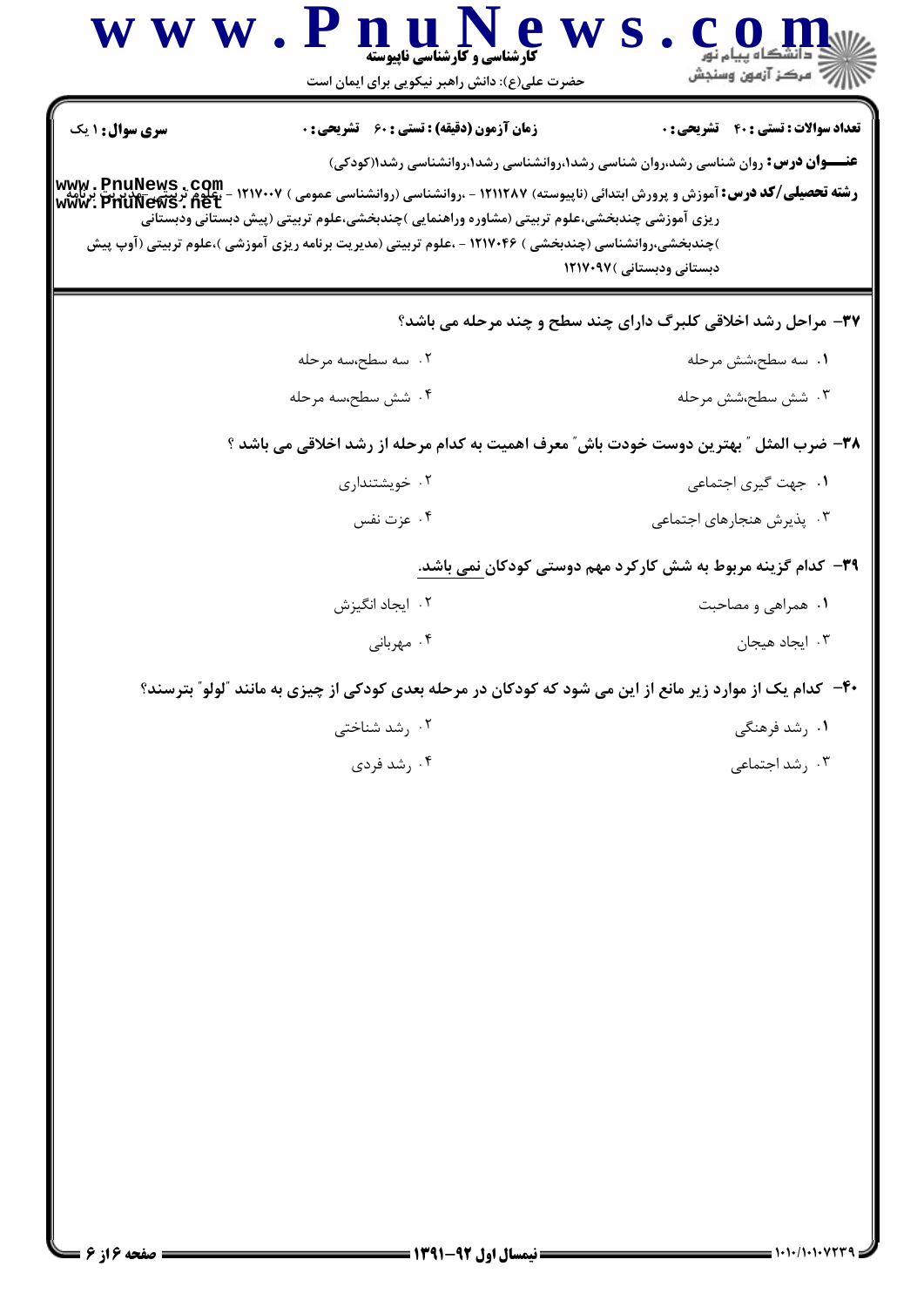**تعداد سوالات : تستی : ۴۰ تشریحی : ۰** | **زمان آزمون (دقیقه) : تستی : ۶۰ تشریحی : ۰** | **سری سوال : ۱ یک**

**عنـــوان درس:** روان شناسی رشد،روان شناسی رشد۱،روانشناسی رشد۱،روانشناسی رشد۱(کودکی)

**رشته تحصیلی/کد درس:** آموزش و پرورش ابتدائی (ناپیوسته) ۱۲۱۱۲۸۷ - ،روانشناسی (روانشناسی عمومی ) ۱۲۱۷۰۰۷ - ،علوم تربیتی (مدیریت برنامه ریزی آموزشی چندبخشی،علوم تربیتی (مشاوره وراهنمایی )چندبخشی،علوم تربیتی (پیش دبستانی ودبستانی )چندبخشی،روانشناسی (چندبخشی ) ۱۲۱۷۰۴۶ - ،علوم تربیتی (مدیریت برنامه ریزی آموزشی )،علوم تربیتی (آوپ پیش دبستانی ودبستانی )۱۲۱۷۰۹۷

**۳۷- مراحل رشد اخلاقی کلبرگ دارای چند سطح و چند مرحله می باشد؟**

۱. سه سطح،شش مرحله

۲. سه سطح،سه مرحله

۳. شش سطح،شش مرحله

۴. شش سطح،سه مرحله

**۳۸- ضرب المثل " بهترین دوست خودت باش" معرف اهمیت به کدام مرحله از رشد اخلاقی می باشد ؟**

۱. جهت گیری اجتماعی

۲. خویشتنداری

۳. پذیرش هنجارهای اجتماعی

۴. عزت نفس

**۳۹- کدام گزینه مربوط به شش کارکرد مهم دوستی کودکان نمی باشد.**

۱. همراهی و مصاحبت

۲. ایجاد انگیزش

۳. ایجاد هیجان

۴. مهربانی

**۴۰- کدام یک از موارد زیر مانع از این می شود که کودکان در مرحله بعدی کودکی از چیزی به مانند "لولو" بترسند؟**

۱. رشد فرهنگی

۲. رشد شناختی

۳. رشد اجتماعی

۴. رشد فردی